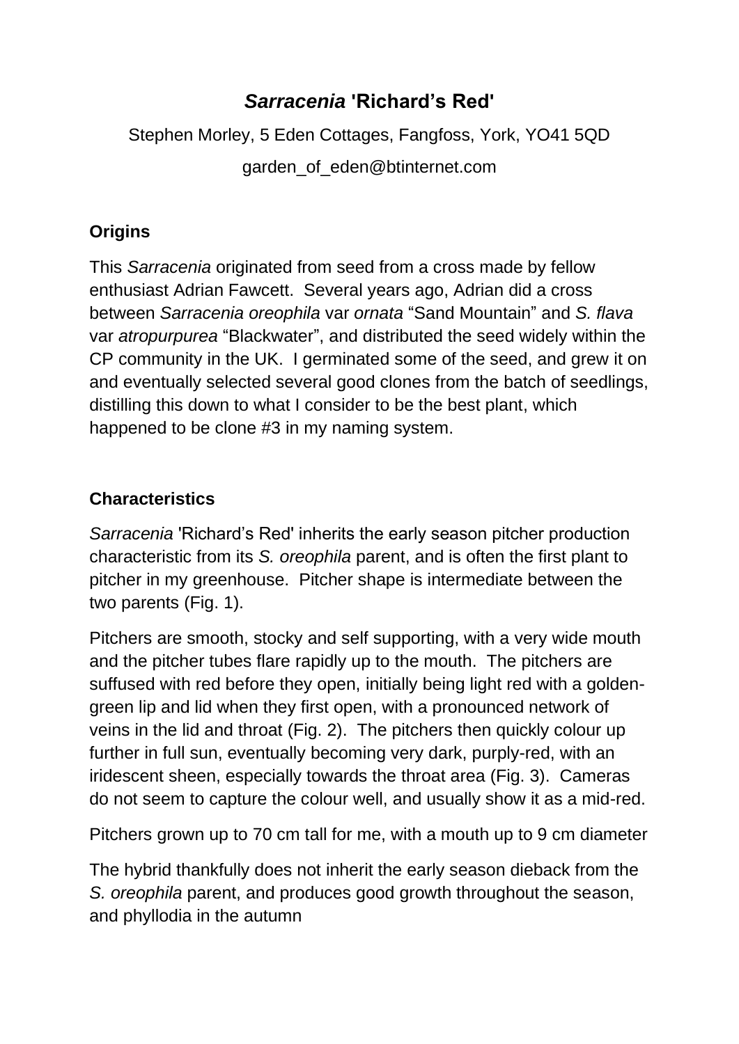# *Sarracenia* 'Richard's Red'

Stephen Morley, 5 Eden Cottages, Fangfoss, York, YO41 5QD

garden_of_eden@btinternet.com

## Origins

This *Sarracenia* originated from seed from a cross made by fellow enthusiast Adrian Fawcett. Several years ago, Adrian did a cross between *Sarracenia oreophila* var *ornata* "Sand Mountain" and *S. flava* var *atropurpurea* "Blackwater", and distributed the seed widely within the CP community in the UK. I germinated some of the seed, and grew it on and eventually selected several good clones from the batch of seedlings, distilling this down to what I consider to be the best plant, which happened to be clone #3 in my naming system.

## Characteristics

*Sarracenia* 'Richard's Red' inherits the early season pitcher production characteristic from its *S. oreophila* parent, and is often the first plant to pitcher in my greenhouse. Pitcher shape is intermediate between the two parents (Fig. 1).

Pitchers are smooth, stocky and self supporting, with a very wide mouth and the pitcher tubes flare rapidly up to the mouth. The pitchers are suffused with red before they open, initially being light red with a golden-green lip and lid when they first open, with a pronounced network of veins in the lid and throat (Fig. 2). The pitchers then quickly colour up further in full sun, eventually becoming very dark, purply-red, with an iridescent sheen, especially towards the throat area (Fig. 3). Cameras do not seem to capture the colour well, and usually show it as a mid-red.

Pitchers grown up to 70 cm tall for me, with a mouth up to 9 cm diameter

The hybrid thankfully does not inherit the early season dieback from the *S. oreophila* parent, and produces good growth throughout the season, and phyllodia in the autumn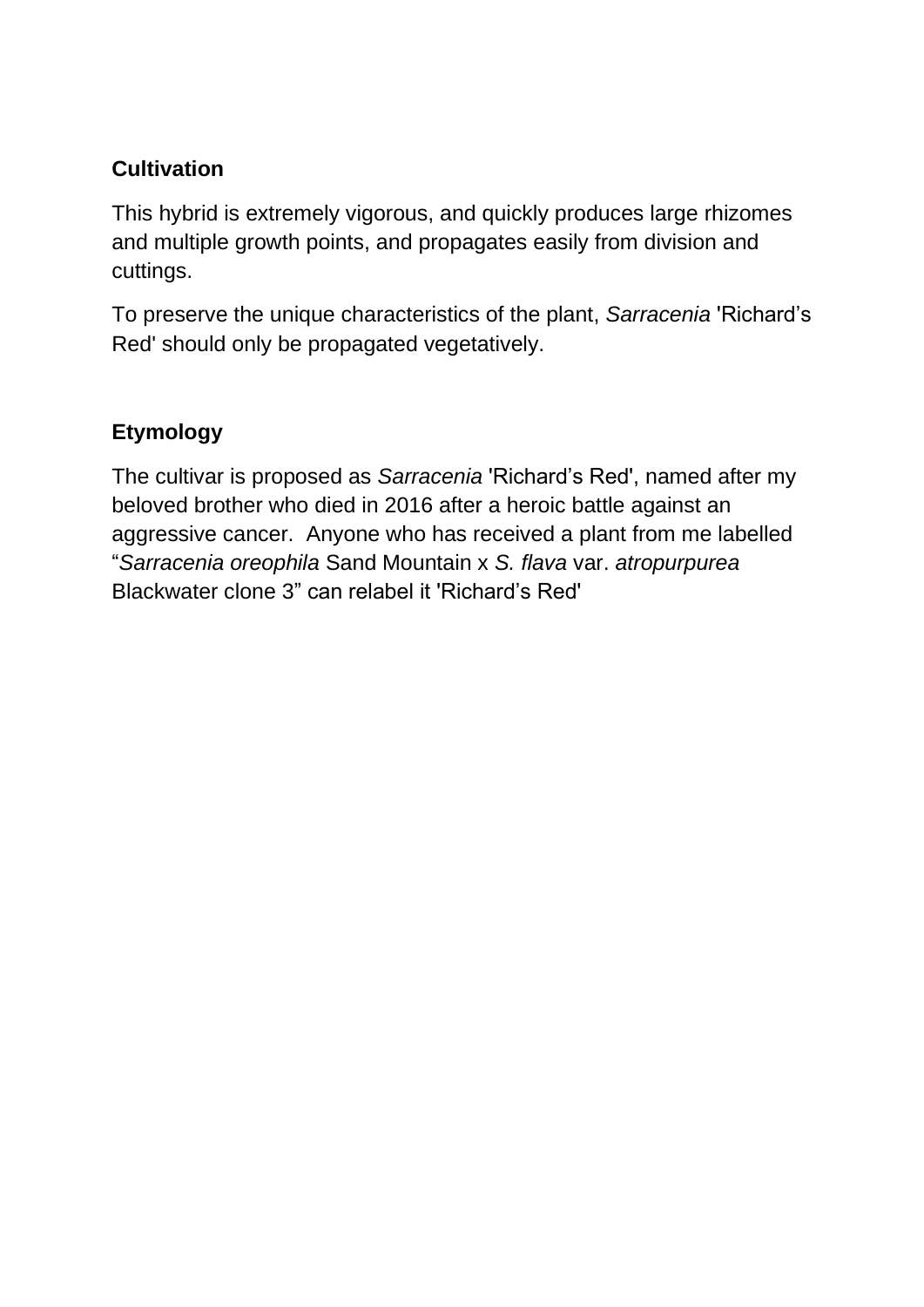## Cultivation

This hybrid is extremely vigorous, and quickly produces large rhizomes and multiple growth points, and propagates easily from division and cuttings.

To preserve the unique characteristics of the plant, *Sarracenia* 'Richard's Red' should only be propagated vegetatively.

## Etymology

The cultivar is proposed as *Sarracenia* 'Richard's Red', named after my beloved brother who died in 2016 after a heroic battle against an aggressive cancer. Anyone who has received a plant from me labelled "*Sarracenia oreophila* Sand Mountain x *S. flava* var. *atropurpurea* Blackwater clone 3" can relabel it 'Richard's Red'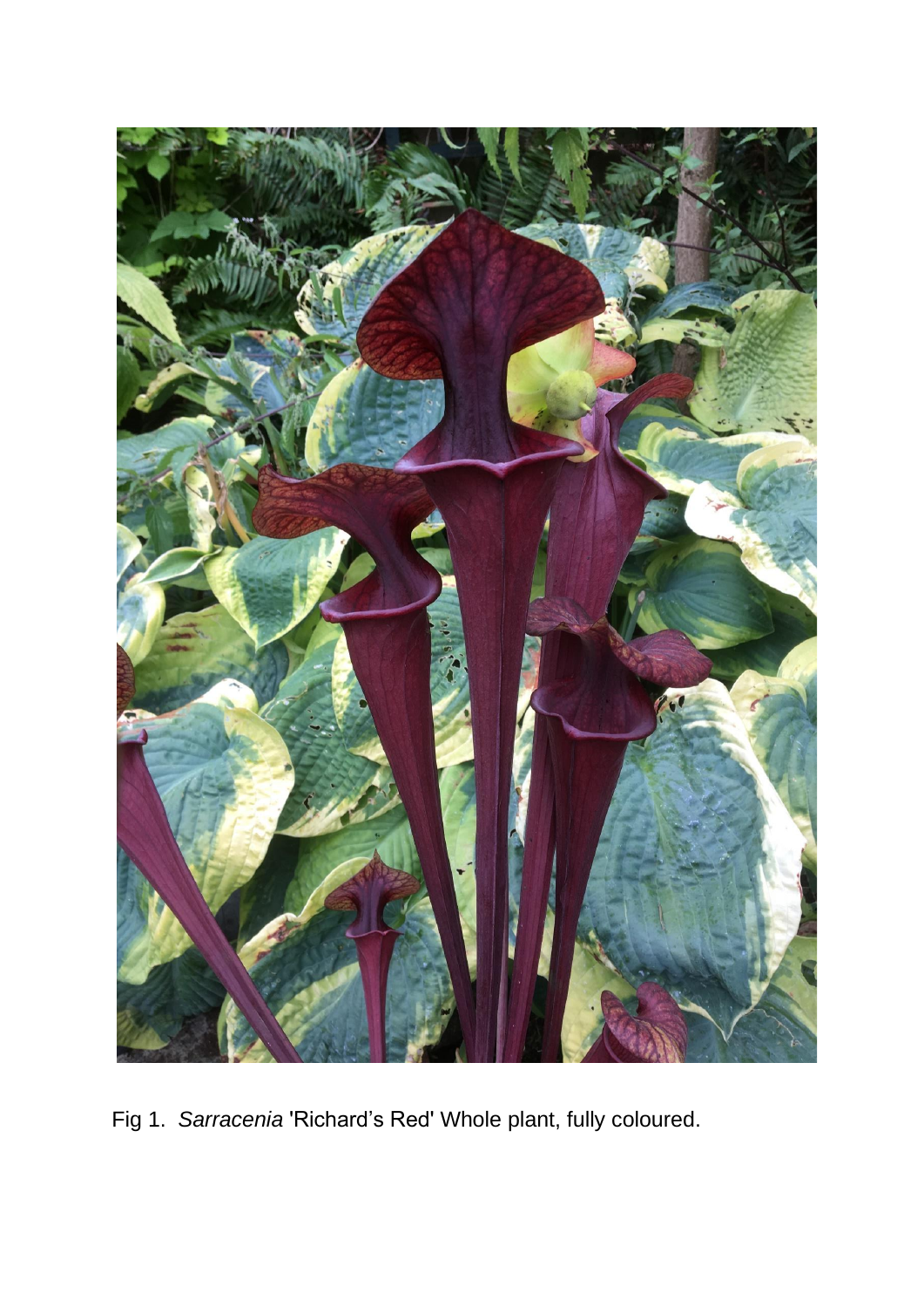Fig 1. *Sarracenia* 'Richard's Red' Whole plant, fully coloured.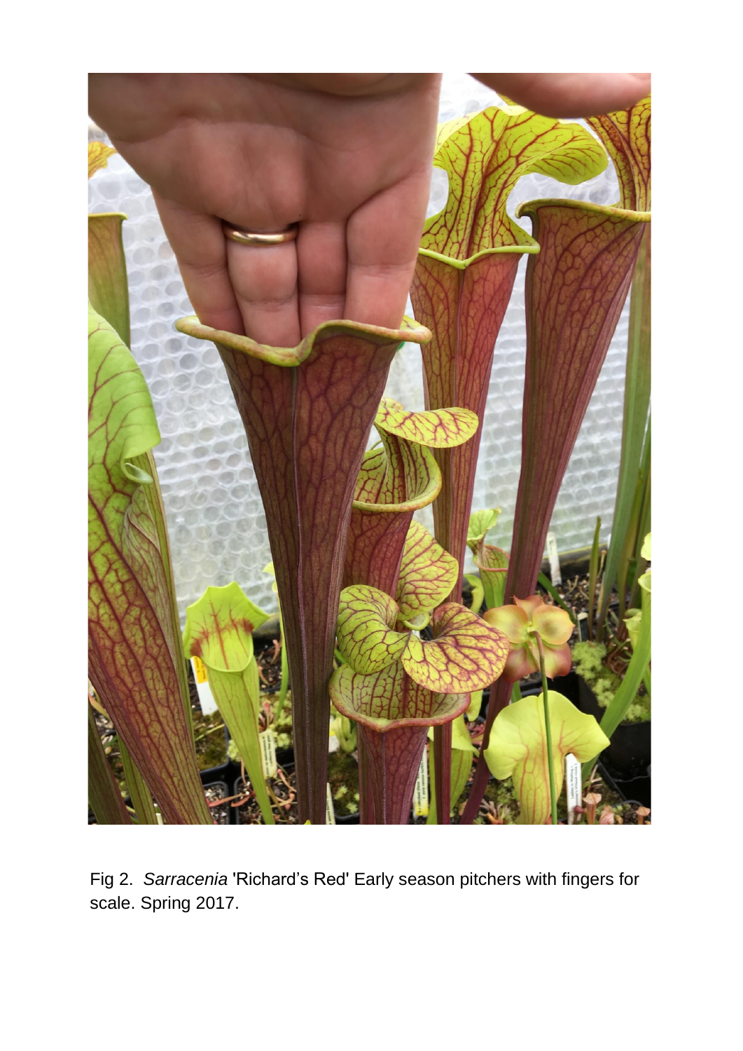Fig 2. *Sarracenia* 'Richard's Red' Early season pitchers with fingers for scale. Spring 2017.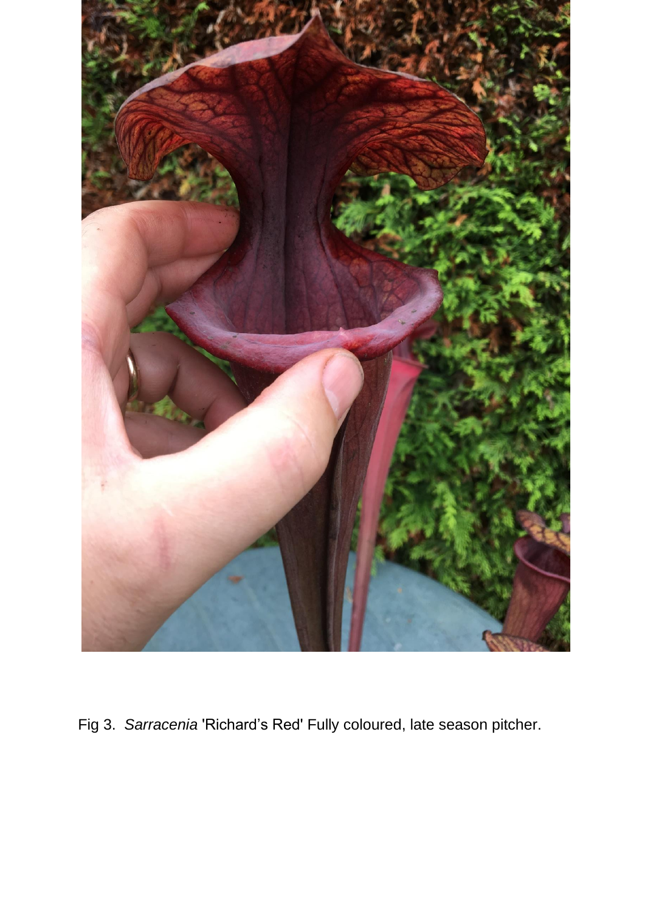Fig 3. *Sarracenia* 'Richard’s Red' Fully coloured, late season pitcher.